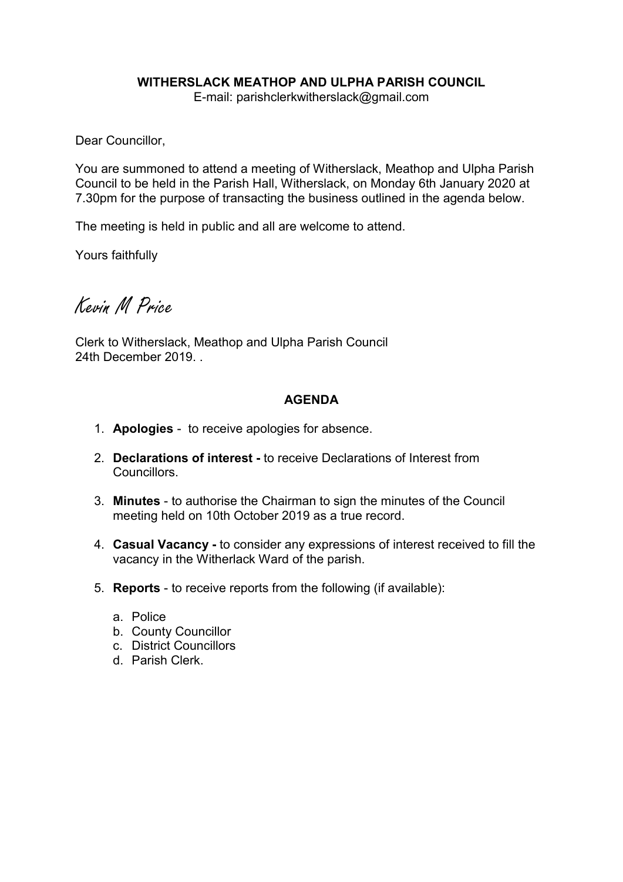**WITHERSLACK MEATHOP AND ULPHA PARISH COUNCIL**

E-mail: parishclerkwitherslack@gmail.com

Dear Councillor,

You are summoned to attend a meeting of Witherslack, Meathop and Ulpha Parish Council to be held in the Parish Hall, Witherslack, on Monday 6th January 2020 at 7.30pm for the purpose of transacting the business outlined in the agenda below.

The meeting is held in public and all are welcome to attend.

Yours faithfully

*Kevin M Price*

Clerk to Witherslack, Meathop and Ulpha Parish Council
24th December 2019. .

## AGENDA

1. **Apologies** - to receive apologies for absence.
2. **Declarations of interest -** to receive Declarations of Interest from Councillors.
3. **Minutes** - to authorise the Chairman to sign the minutes of the Council meeting held on 10th October 2019 as a true record.
4. **Casual Vacancy -** to consider any expressions of interest received to fill the vacancy in the Witherlack Ward of the parish.
5. **Reports** - to receive reports from the following (if available):
   a. Police
   b. County Councillor
   c. District Councillors
   d. Parish Clerk.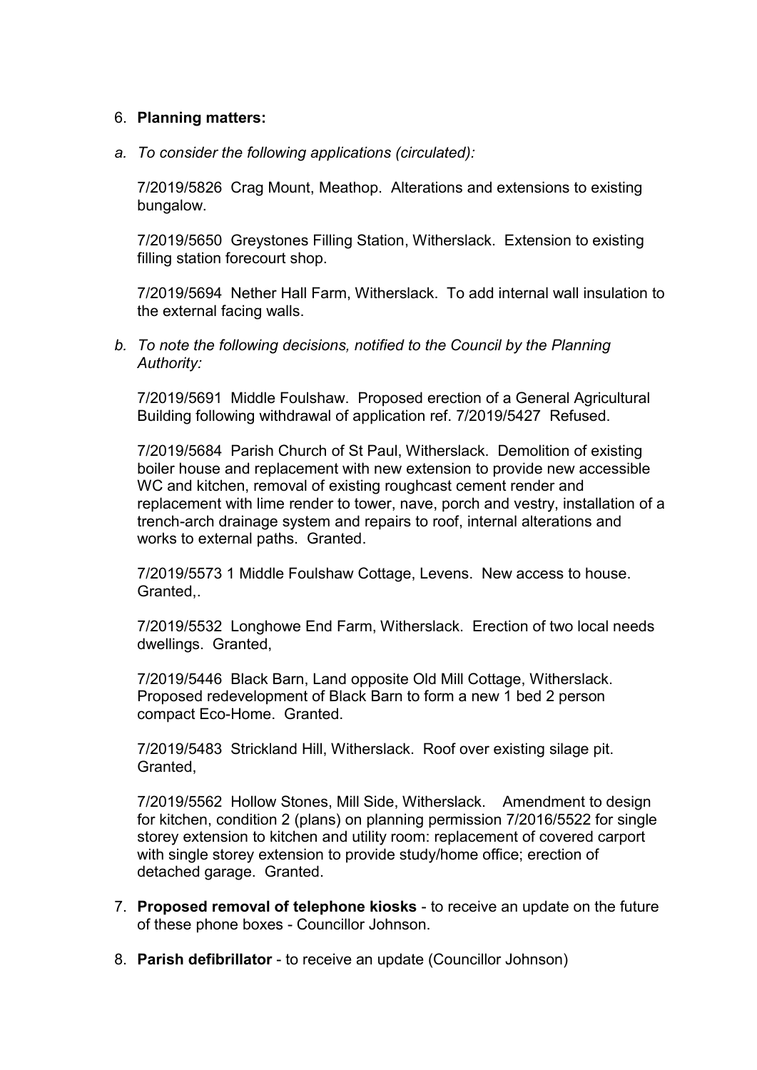6. **Planning matters:**

*a. To consider the following applications (circulated):*

   7/2019/5826  Crag Mount, Meathop.  Alterations and extensions to existing bungalow.

   7/2019/5650  Greystones Filling Station, Witherslack.  Extension to existing filling station forecourt shop.

   7/2019/5694  Nether Hall Farm, Witherslack.  To add internal wall insulation to the external facing walls.

*b. To note the following decisions, notified to the Council by the Planning Authority:*

   7/2019/5691  Middle Foulshaw.  Proposed erection of a General Agricultural Building following withdrawal of application ref. 7/2019/5427  Refused.

   7/2019/5684  Parish Church of St Paul, Witherslack.  Demolition of existing boiler house and replacement with new extension to provide new accessible WC and kitchen, removal of existing roughcast cement render and replacement with lime render to tower, nave, porch and vestry, installation of a trench-arch drainage system and repairs to roof, internal alterations and works to external paths.  Granted.

   7/2019/5573 1 Middle Foulshaw Cottage, Levens.  New access to house. Granted,.

   7/2019/5532  Longhowe End Farm, Witherslack.  Erection of two local needs dwellings.  Granted,

   7/2019/5446  Black Barn, Land opposite Old Mill Cottage, Witherslack. Proposed redevelopment of Black Barn to form a new 1 bed 2 person compact Eco-Home.  Granted.

   7/2019/5483  Strickland Hill, Witherslack.  Roof over existing silage pit. Granted,

   7/2019/5562  Hollow Stones, Mill Side, Witherslack.   Amendment to design for kitchen, condition 2 (plans) on planning permission 7/2016/5522 for single storey extension to kitchen and utility room: replacement of covered carport with single storey extension to provide study/home office; erection of detached garage.  Granted.

7. **Proposed removal of telephone kiosks** - to receive an update on the future of these phone boxes - Councillor Johnson.

8. **Parish defibrillator** - to receive an update (Councillor Johnson)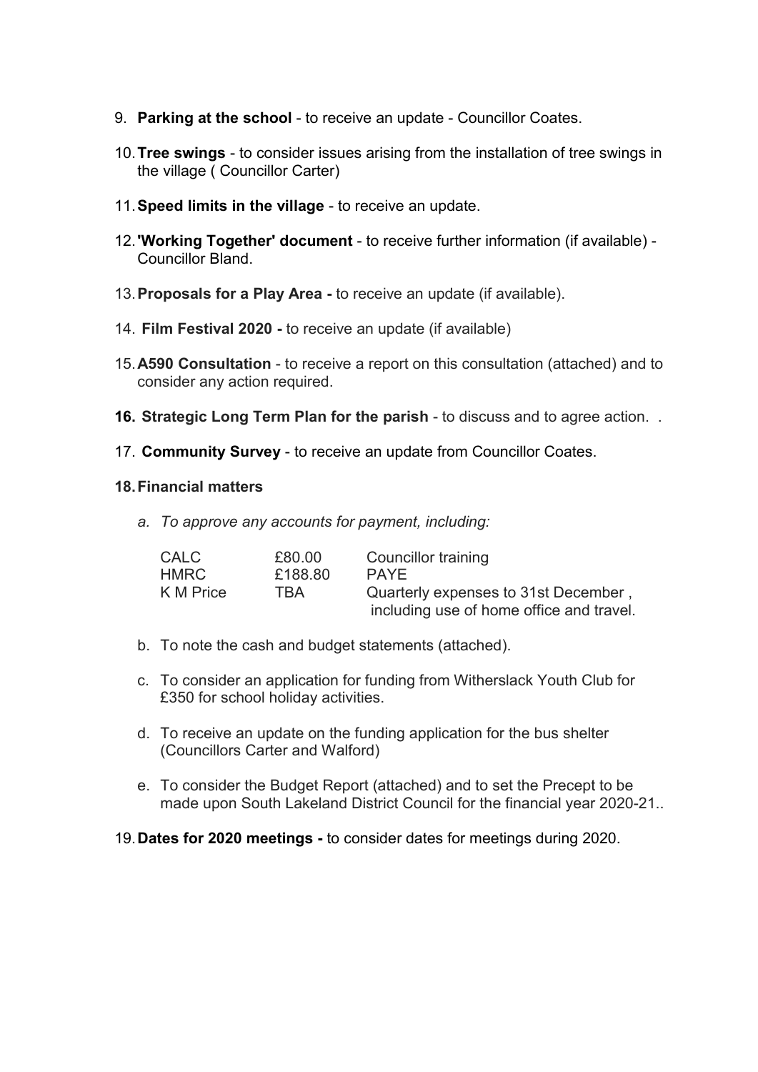9. **Parking at the school** - to receive an update - Councillor Coates.

10. **Tree swings** - to consider issues arising from the installation of tree swings in the village ( Councillor Carter)

11. **Speed limits in the village** - to receive an update.

12. **'Working Together' document** - to receive further information (if available) - Councillor Bland.

13. **Proposals for a Play Area -** to receive an update (if available).

14. **Film Festival 2020 -** to receive an update (if available)

15. **A590 Consultation** - to receive a report on this consultation (attached) and to consider any action required.

16. **Strategic Long Term Plan for the parish** - to discuss and to agree action. .

17. **Community Survey** - to receive an update from Councillor Coates.

18. **Financial matters**

    a. *To approve any accounts for payment, including:*

    | | | |
    |---|---|---|
    | CALC | £80.00 | Councillor training |
    | HMRC | £188.80 | PAYE |
    | K M Price | TBA | Quarterly expenses to 31st December , including use of home office and travel. |

    b. To note the cash and budget statements (attached).

    c. To consider an application for funding from Witherslack Youth Club for £350 for school holiday activities.

    d. To receive an update on the funding application for the bus shelter (Councillors Carter and Walford)

    e. To consider the Budget Report (attached) and to set the Precept to be made upon South Lakeland District Council for the financial year 2020-21..

19. **Dates for 2020 meetings -** to consider dates for meetings during 2020.